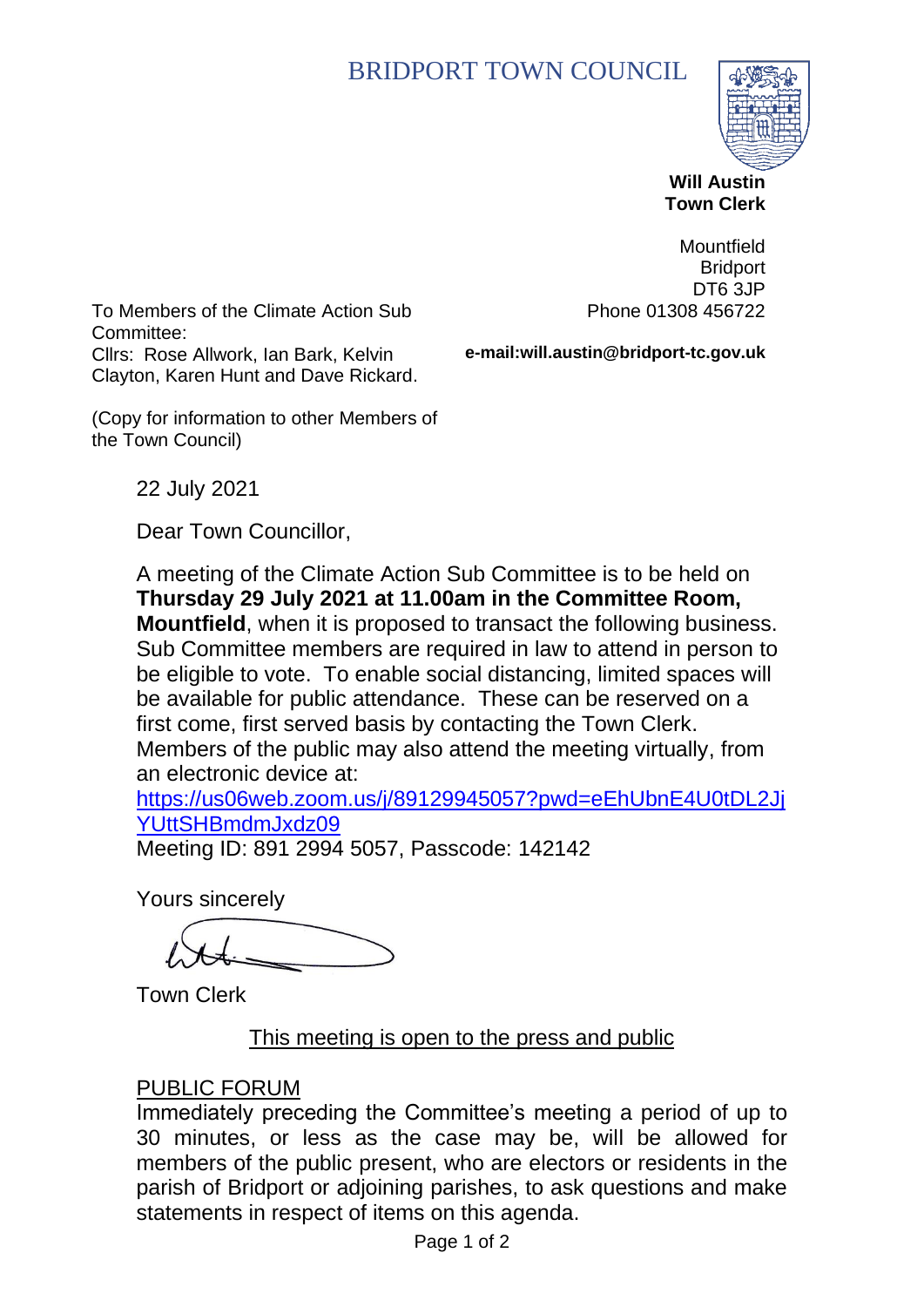# BRIDPORT TOWN COUNCIL

**Will Austin**
**Town Clerk**

Mountfield
Bridport
DT6 3JP
Phone 01308 456722

**e-mail:will.austin@bridport-tc.gov.uk**

To Members of the Climate Action Sub Committee:
Cllrs: Rose Allwork, Ian Bark, Kelvin Clayton, Karen Hunt and Dave Rickard.

(Copy for information to other Members of the Town Council)

22 July 2021

Dear Town Councillor,

A meeting of the Climate Action Sub Committee is to be held on **Thursday 29 July 2021 at 11.00am in the Committee Room, Mountfield**, when it is proposed to transact the following business. Sub Committee members are required in law to attend in person to be eligible to vote. To enable social distancing, limited spaces will be available for public attendance. These can be reserved on a first come, first served basis by contacting the Town Clerk. Members of the public may also attend the meeting virtually, from an electronic device at:
https://us06web.zoom.us/j/89129945057?pwd=eEhUbnE4U0tDL2JjYUttSHBmdmJxdz09
Meeting ID: 891 2994 5057, Passcode: 142142

Yours sincerely

Town Clerk

<u>This meeting is open to the press and public</u>

<u>PUBLIC FORUM</u>

Immediately preceding the Committee's meeting a period of up to 30 minutes, or less as the case may be, will be allowed for members of the public present, who are electors or residents in the parish of Bridport or adjoining parishes, to ask questions and make statements in respect of items on this agenda.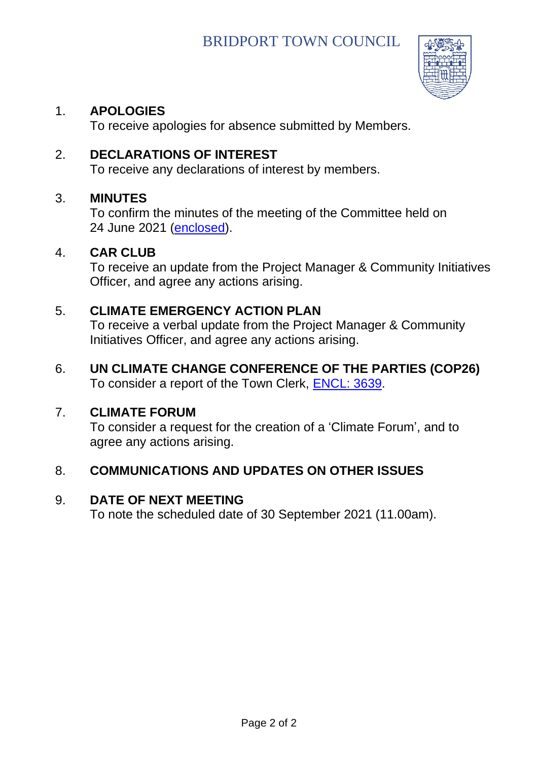BRIDPORT TOWN COUNCIL

1. **APOLOGIES**
   To receive apologies for absence submitted by Members.

2. **DECLARATIONS OF INTEREST**
   To receive any declarations of interest by members.

3. **MINUTES**
   To confirm the minutes of the meeting of the Committee held on 24 June 2021 (enclosed).

4. **CAR CLUB**
   To receive an update from the Project Manager & Community Initiatives Officer, and agree any actions arising.

5. **CLIMATE EMERGENCY ACTION PLAN**
   To receive a verbal update from the Project Manager & Community Initiatives Officer, and agree any actions arising.

6. **UN CLIMATE CHANGE CONFERENCE OF THE PARTIES (COP26)**
   To consider a report of the Town Clerk, ENCL: 3639.

7. **CLIMATE FORUM**
   To consider a request for the creation of a 'Climate Forum', and to agree any actions arising.

8. **COMMUNICATIONS AND UPDATES ON OTHER ISSUES**

9. **DATE OF NEXT MEETING**
   To note the scheduled date of 30 September 2021 (11.00am).